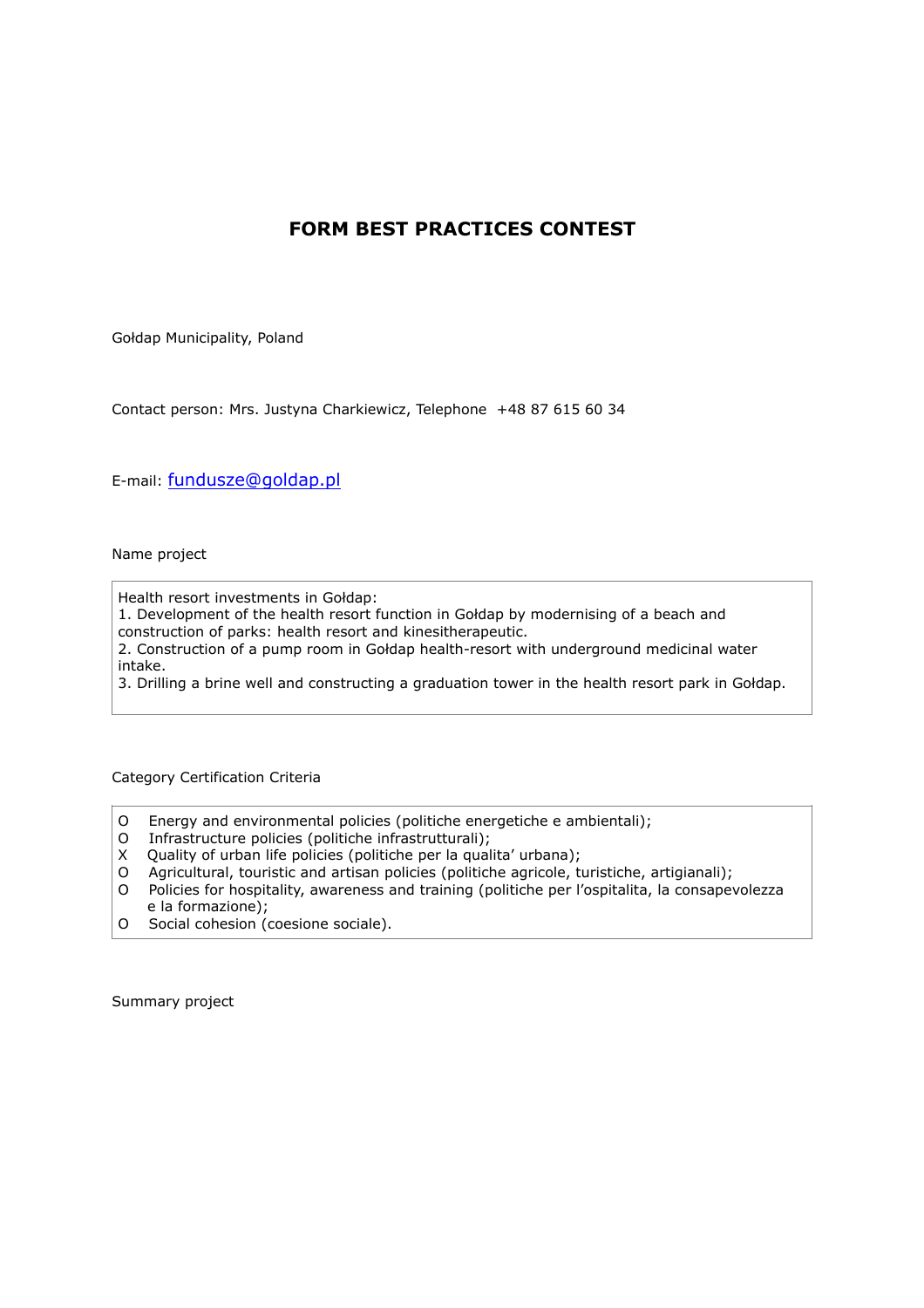# FORM BEST PRACTICES CONTEST

Gołdap Municipality, Poland

Contact person: Mrs. Justyna Charkiewicz, Telephone +48 87 615 60 34

E-mail: fundusze@goldap.pl

Name project

Health resort investments in Gołdap:
1. Development of the health resort function in Gołdap by modernising of a beach and construction of parks: health resort and kinesitherapeutic.
2. Construction of a pump room in Gołdap health-resort with underground medicinal water intake.
3. Drilling a brine well and constructing a graduation tower in the health resort park in Gołdap.

Category Certification Criteria

O Energy and environmental policies (politiche energetiche e ambientali);
O Infrastructure policies (politiche infrastrutturali);
X Quality of urban life policies (politiche per la qualita' urbana);
O Agricultural, touristic and artisan policies (politiche agricole, turistiche, artigianali);
O Policies for hospitality, awareness and training (politiche per l'ospitalita, la consapevolezza e la formazione);
O Social cohesion (coesione sociale).

Summary project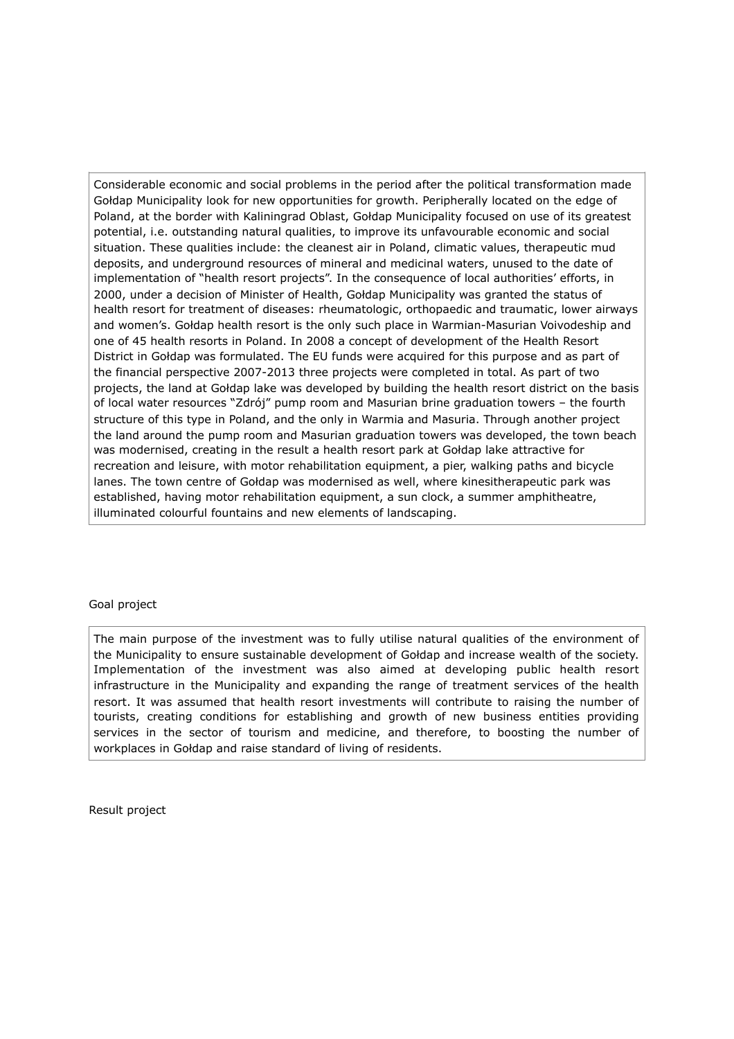Considerable economic and social problems in the period after the political transformation made Gołdap Municipality look for new opportunities for growth. Peripherally located on the edge of Poland, at the border with Kaliningrad Oblast, Gołdap Municipality focused on use of its greatest potential, i.e. outstanding natural qualities, to improve its unfavourable economic and social situation. These qualities include: the cleanest air in Poland, climatic values, therapeutic mud deposits, and underground resources of mineral and medicinal waters, unused to the date of implementation of "health resort projects". In the consequence of local authorities' efforts, in 2000, under a decision of Minister of Health, Gołdap Municipality was granted the status of health resort for treatment of diseases: rheumatologic, orthopaedic and traumatic, lower airways and women's. Gołdap health resort is the only such place in Warmian-Masurian Voivodeship and one of 45 health resorts in Poland. In 2008 a concept of development of the Health Resort District in Gołdap was formulated. The EU funds were acquired for this purpose and as part of the financial perspective 2007-2013 three projects were completed in total. As part of two projects, the land at Gołdap lake was developed by building the health resort district on the basis of local water resources "Zdrój" pump room and Masurian brine graduation towers – the fourth structure of this type in Poland, and the only in Warmia and Masuria. Through another project the land around the pump room and Masurian graduation towers was developed, the town beach was modernised, creating in the result a health resort park at Gołdap lake attractive for recreation and leisure, with motor rehabilitation equipment, a pier, walking paths and bicycle lanes. The town centre of Gołdap was modernised as well, where kinesitherapeutic park was established, having motor rehabilitation equipment, a sun clock, a summer amphitheatre, illuminated colourful fountains and new elements of landscaping.

Goal project

The main purpose of the investment was to fully utilise natural qualities of the environment of the Municipality to ensure sustainable development of Gołdap and increase wealth of the society. Implementation of the investment was also aimed at developing public health resort infrastructure in the Municipality and expanding the range of treatment services of the health resort. It was assumed that health resort investments will contribute to raising the number of tourists, creating conditions for establishing and growth of new business entities providing services in the sector of tourism and medicine, and therefore, to boosting the number of workplaces in Gołdap and raise standard of living of residents.

Result project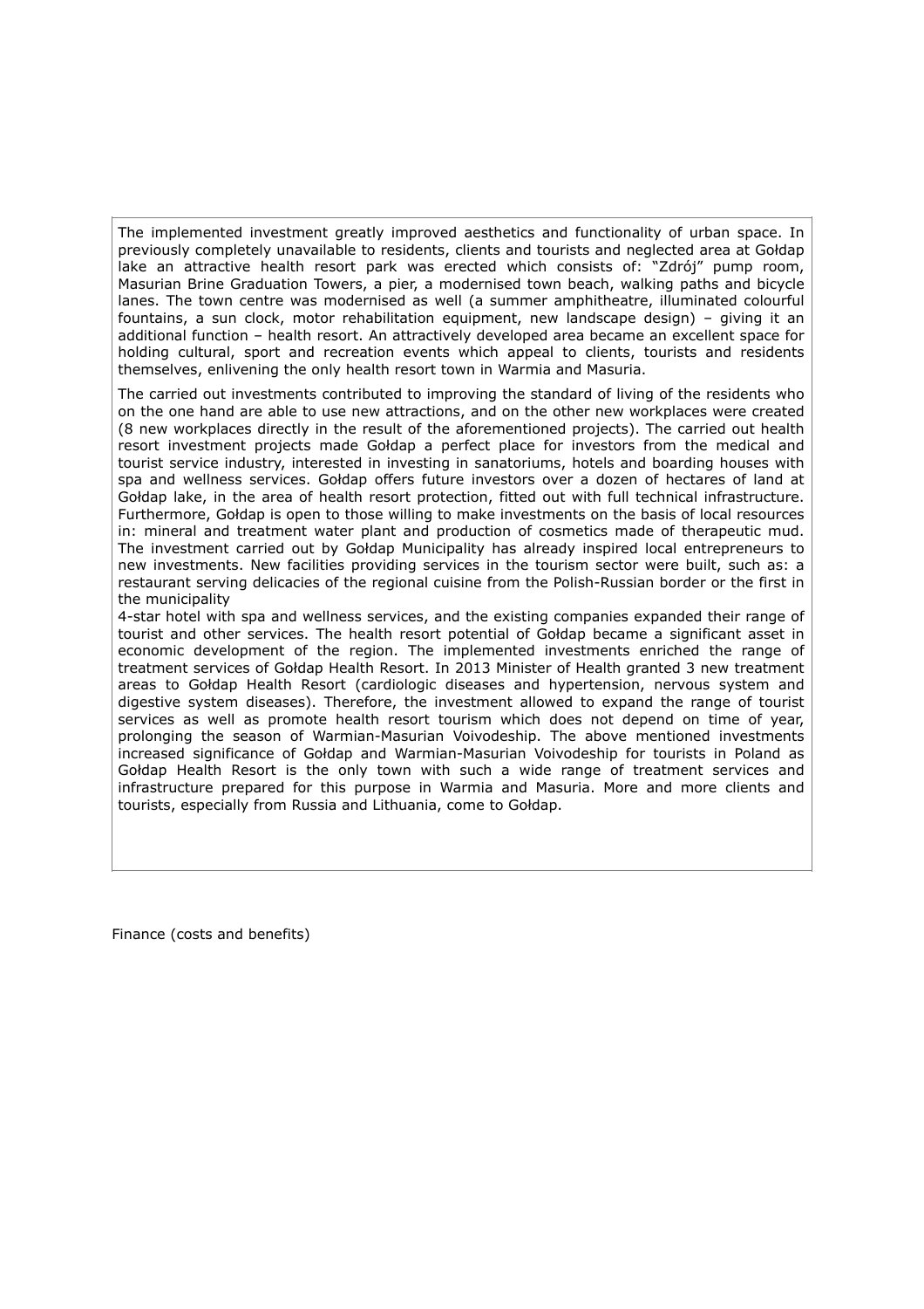The implemented investment greatly improved aesthetics and functionality of urban space. In previously completely unavailable to residents, clients and tourists and neglected area at Gołdap lake an attractive health resort park was erected which consists of: "Zdrój" pump room, Masurian Brine Graduation Towers, a pier, a modernised town beach, walking paths and bicycle lanes. The town centre was modernised as well (a summer amphitheatre, illuminated colourful fountains, a sun clock, motor rehabilitation equipment, new landscape design) – giving it an additional function – health resort. An attractively developed area became an excellent space for holding cultural, sport and recreation events which appeal to clients, tourists and residents themselves, enlivening the only health resort town in Warmia and Masuria.

The carried out investments contributed to improving the standard of living of the residents who on the one hand are able to use new attractions, and on the other new workplaces were created (8 new workplaces directly in the result of the aforementioned projects). The carried out health resort investment projects made Gołdap a perfect place for investors from the medical and tourist service industry, interested in investing in sanatoriums, hotels and boarding houses with spa and wellness services. Gołdap offers future investors over a dozen of hectares of land at Gołdap lake, in the area of health resort protection, fitted out with full technical infrastructure. Furthermore, Gołdap is open to those willing to make investments on the basis of local resources in: mineral and treatment water plant and production of cosmetics made of therapeutic mud. The investment carried out by Gołdap Municipality has already inspired local entrepreneurs to new investments. New facilities providing services in the tourism sector were built, such as: a restaurant serving delicacies of the regional cuisine from the Polish-Russian border or the first in the municipality
4-star hotel with spa and wellness services, and the existing companies expanded their range of tourist and other services. The health resort potential of Gołdap became a significant asset in economic development of the region. The implemented investments enriched the range of treatment services of Gołdap Health Resort. In 2013 Minister of Health granted 3 new treatment areas to Gołdap Health Resort (cardiologic diseases and hypertension, nervous system and digestive system diseases). Therefore, the investment allowed to expand the range of tourist services as well as promote health resort tourism which does not depend on time of year, prolonging the season of Warmian-Masurian Voivodeship. The above mentioned investments increased significance of Gołdap and Warmian-Masurian Voivodeship for tourists in Poland as Gołdap Health Resort is the only town with such a wide range of treatment services and infrastructure prepared for this purpose in Warmia and Masuria. More and more clients and tourists, especially from Russia and Lithuania, come to Gołdap.

Finance (costs and benefits)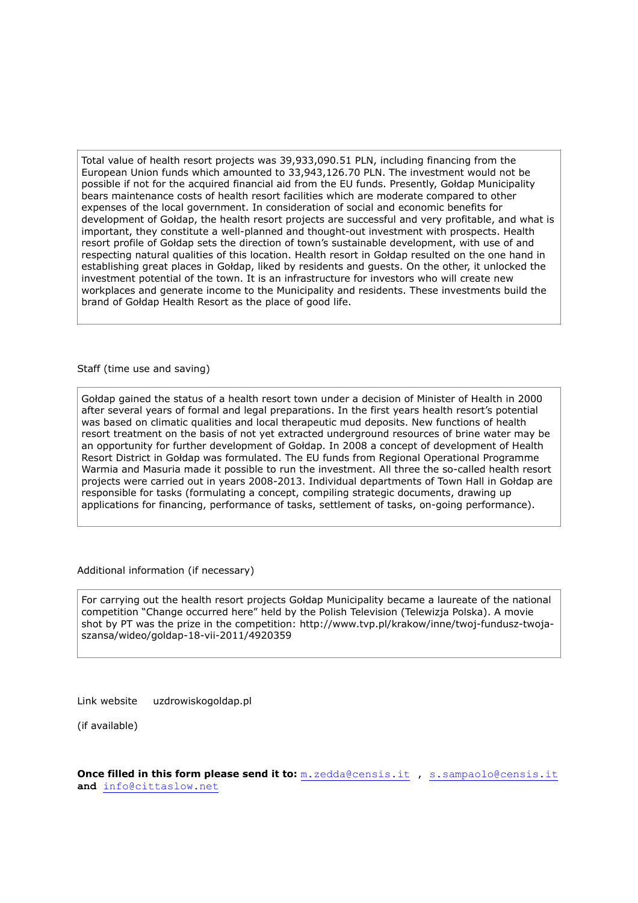Total value of health resort projects was 39,933,090.51 PLN, including financing from the European Union funds which amounted to 33,943,126.70 PLN. The investment would not be possible if not for the acquired financial aid from the EU funds. Presently, Gołdap Municipality bears maintenance costs of health resort facilities which are moderate compared to other expenses of the local government. In consideration of social and economic benefits for development of Gołdap, the health resort projects are successful and very profitable, and what is important, they constitute a well-planned and thought-out investment with prospects. Health resort profile of Gołdap sets the direction of town's sustainable development, with use of and respecting natural qualities of this location. Health resort in Gołdap resulted on the one hand in establishing great places in Gołdap, liked by residents and guests. On the other, it unlocked the investment potential of the town. It is an infrastructure for investors who will create new workplaces and generate income to the Municipality and residents. These investments build the brand of Gołdap Health Resort as the place of good life.

Staff (time use and saving)

Gołdap gained the status of a health resort town under a decision of Minister of Health in 2000 after several years of formal and legal preparations. In the first years health resort's potential was based on climatic qualities and local therapeutic mud deposits. New functions of health resort treatment on the basis of not yet extracted underground resources of brine water may be an opportunity for further development of Gołdap. In 2008 a concept of development of Health Resort District in Gołdap was formulated. The EU funds from Regional Operational Programme Warmia and Masuria made it possible to run the investment. All three the so-called health resort projects were carried out in years 2008-2013. Individual departments of Town Hall in Gołdap are responsible for tasks (formulating a concept, compiling strategic documents, drawing up applications for financing, performance of tasks, settlement of tasks, on-going performance).

Additional information (if necessary)

For carrying out the health resort projects Gołdap Municipality became a laureate of the national competition "Change occurred here" held by the Polish Television (Telewizja Polska). A movie shot by PT was the prize in the competition: http://www.tvp.pl/krakow/inne/twoj-fundusz-twoja-szansa/wideo/goldap-18-vii-2011/4920359

Link website uzdrowiskogoldap.pl

(if available)

**Once filled in this form please send it to:** m.zedda@censis.it , s.sampaolo@censis.it **and** info@cittaslow.net